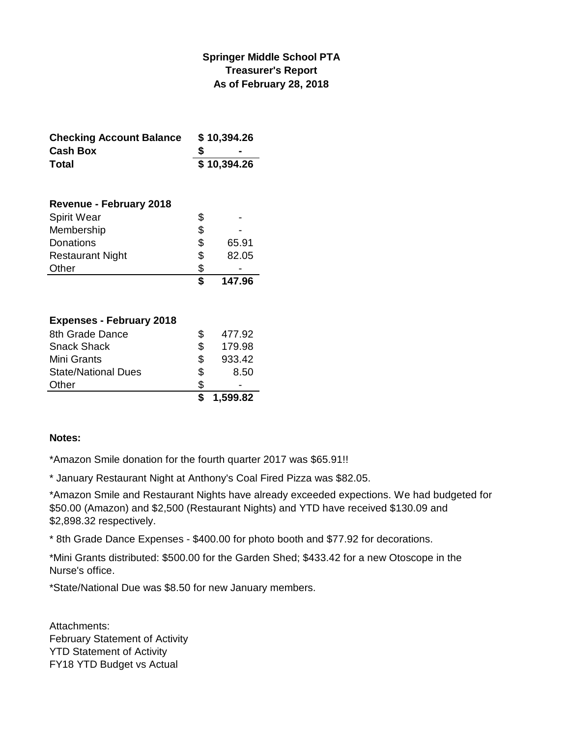**Springer Middle School PTA**
**Treasurer's Report**
**As of February 28, 2018**

| | |
|---|---|
| **Checking Account Balance** | **$ 10,394.26** |
| **Cash Box** | **$ -** |
| **Total** | **$ 10,394.26** |

| **Revenue - February 2018** | |
|---|---|
| Spirit Wear | $ - |
| Membership | $ - |
| Donations | $ 65.91 |
| Restaurant Night | $ 82.05 |
| Other | $ - |
| | **$ 147.96** |

| **Expenses - February 2018** | |
|---|---|
| 8th Grade Dance | $ 477.92 |
| Snack Shack | $ 179.98 |
| Mini Grants | $ 933.42 |
| State/National Dues | $ 8.50 |
| Other | $ - |
| | **$ 1,599.82** |

**Notes:**

*Amazon Smile donation for the fourth quarter 2017 was $65.91!!

* January Restaurant Night at Anthony's Coal Fired Pizza was $82.05.

*Amazon Smile and Restaurant Nights have already exceeded expections. We had budgeted for $50.00 (Amazon) and $2,500 (Restaurant Nights) and YTD have received $130.09 and $2,898.32 respectively.

* 8th Grade Dance Expenses - $400.00 for photo booth and $77.92 for decorations.

*Mini Grants distributed: $500.00 for the Garden Shed; $433.42 for a new Otoscope in the Nurse's office.

*State/National Due was $8.50 for new January members.

Attachments:
February Statement of Activity
YTD Statement of Activity
FY18 YTD Budget vs Actual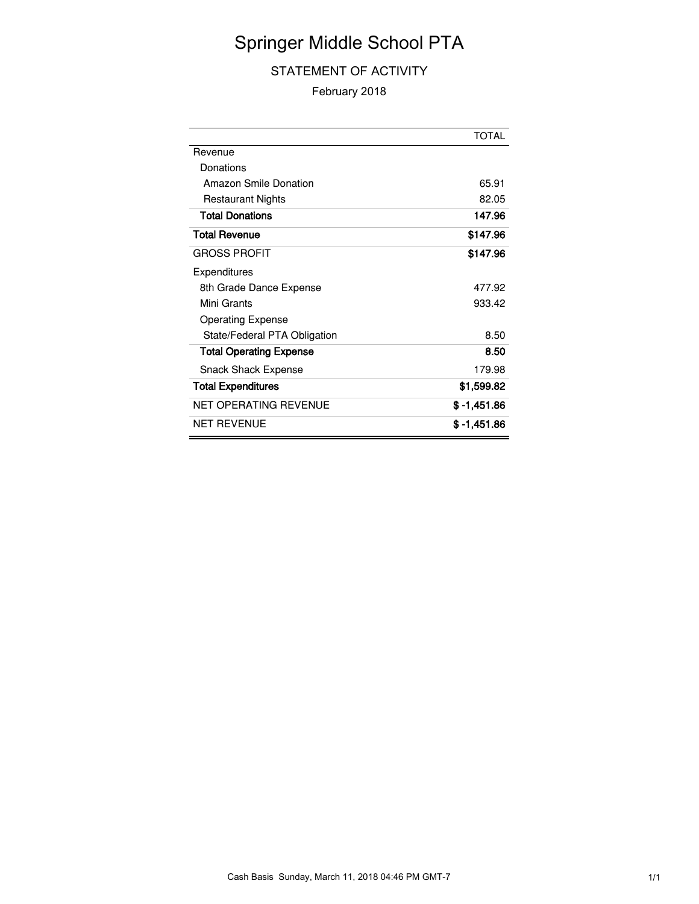# Springer Middle School PTA

## STATEMENT OF ACTIVITY

February 2018

| | TOTAL |
|---|---|
| Revenue | |
| Donations | |
| Amazon Smile Donation | 65.91 |
| Restaurant Nights | 82.05 |
| **Total Donations** | **147.96** |
| **Total Revenue** | **$147.96** |
| GROSS PROFIT | **$147.96** |
| Expenditures | |
| 8th Grade Dance Expense | 477.92 |
| Mini Grants | 933.42 |
| Operating Expense | |
| State/Federal PTA Obligation | 8.50 |
| **Total Operating Expense** | **8.50** |
| Snack Shack Expense | 179.98 |
| **Total Expenditures** | **$1,599.82** |
| NET OPERATING REVENUE | **$ -1,451.86** |
| NET REVENUE | **$ -1,451.86** |

Cash Basis Sunday, March 11, 2018 04:46 PM GMT-7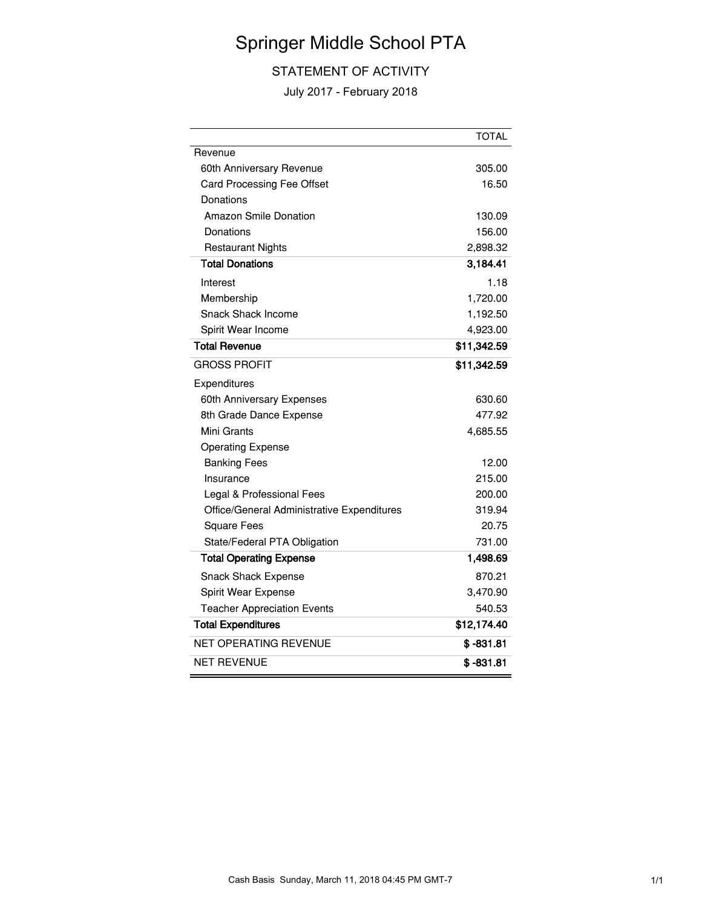# Springer Middle School PTA

## STATEMENT OF ACTIVITY

July 2017 - February 2018

| | TOTAL |
|---|---|
| Revenue | |
| 60th Anniversary Revenue | 305.00 |
| Card Processing Fee Offset | 16.50 |
| Donations | |
| Amazon Smile Donation | 130.09 |
| Donations | 156.00 |
| Restaurant Nights | 2,898.32 |
| **Total Donations** | **3,184.41** |
| Interest | 1.18 |
| Membership | 1,720.00 |
| Snack Shack Income | 1,192.50 |
| Spirit Wear Income | 4,923.00 |
| **Total Revenue** | **$11,342.59** |
| GROSS PROFIT | **$11,342.59** |
| Expenditures | |
| 60th Anniversary Expenses | 630.60 |
| 8th Grade Dance Expense | 477.92 |
| Mini Grants | 4,685.55 |
| Operating Expense | |
| Banking Fees | 12.00 |
| Insurance | 215.00 |
| Legal & Professional Fees | 200.00 |
| Office/General Administrative Expenditures | 319.94 |
| Square Fees | 20.75 |
| State/Federal PTA Obligation | 731.00 |
| **Total Operating Expense** | **1,498.69** |
| Snack Shack Expense | 870.21 |
| Spirit Wear Expense | 3,470.90 |
| Teacher Appreciation Events | 540.53 |
| **Total Expenditures** | **$12,174.40** |
| NET OPERATING REVENUE | **$ -831.81** |
| NET REVENUE | **$ -831.81** |

Cash Basis Sunday, March 11, 2018 04:45 PM GMT-7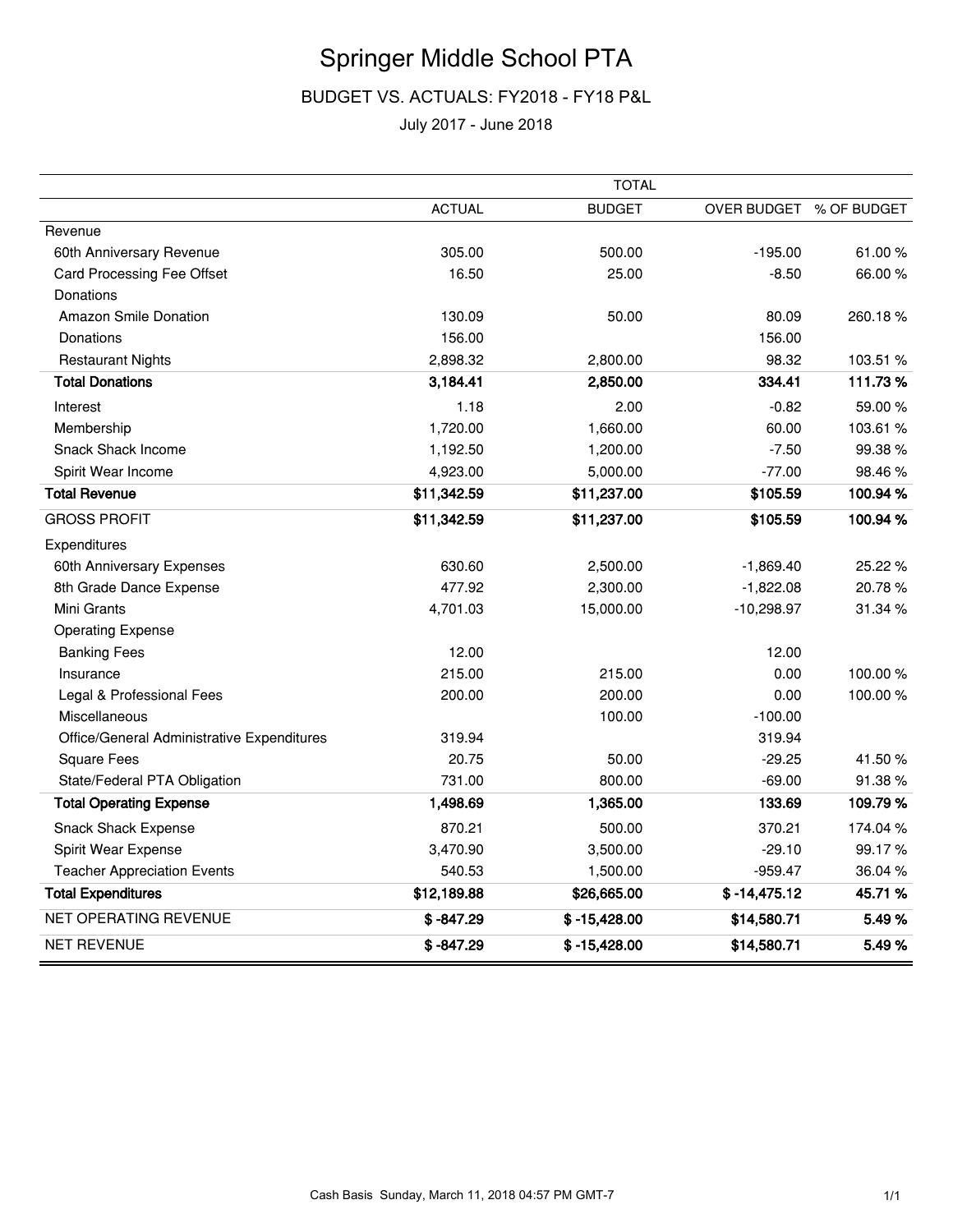# Springer Middle School PTA

## BUDGET VS. ACTUALS: FY2018 - FY18 P&L

July 2017 - June 2018

| | TOTAL | | | |
|---|---|---|---|---|
| | ACTUAL | BUDGET | OVER BUDGET | % OF BUDGET |
| Revenue | | | | |
| 60th Anniversary Revenue | 305.00 | 500.00 | -195.00 | 61.00 % |
| Card Processing Fee Offset | 16.50 | 25.00 | -8.50 | 66.00 % |
| Donations | | | | |
| Amazon Smile Donation | 130.09 | 50.00 | 80.09 | 260.18 % |
| Donations | 156.00 | | 156.00 | |
| Restaurant Nights | 2,898.32 | 2,800.00 | 98.32 | 103.51 % |
| **Total Donations** | **3,184.41** | **2,850.00** | **334.41** | **111.73 %** |
| Interest | 1.18 | 2.00 | -0.82 | 59.00 % |
| Membership | 1,720.00 | 1,660.00 | 60.00 | 103.61 % |
| Snack Shack Income | 1,192.50 | 1,200.00 | -7.50 | 99.38 % |
| Spirit Wear Income | 4,923.00 | 5,000.00 | -77.00 | 98.46 % |
| **Total Revenue** | **$11,342.59** | **$11,237.00** | **$105.59** | **100.94 %** |
| GROSS PROFIT | **$11,342.59** | **$11,237.00** | **$105.59** | **100.94 %** |
| Expenditures | | | | |
| 60th Anniversary Expenses | 630.60 | 2,500.00 | -1,869.40 | 25.22 % |
| 8th Grade Dance Expense | 477.92 | 2,300.00 | -1,822.08 | 20.78 % |
| Mini Grants | 4,701.03 | 15,000.00 | -10,298.97 | 31.34 % |
| Operating Expense | | | | |
| Banking Fees | 12.00 | | 12.00 | |
| Insurance | 215.00 | 215.00 | 0.00 | 100.00 % |
| Legal & Professional Fees | 200.00 | 200.00 | 0.00 | 100.00 % |
| Miscellaneous | | 100.00 | -100.00 | |
| Office/General Administrative Expenditures | 319.94 | | 319.94 | |
| Square Fees | 20.75 | 50.00 | -29.25 | 41.50 % |
| State/Federal PTA Obligation | 731.00 | 800.00 | -69.00 | 91.38 % |
| **Total Operating Expense** | **1,498.69** | **1,365.00** | **133.69** | **109.79 %** |
| Snack Shack Expense | 870.21 | 500.00 | 370.21 | 174.04 % |
| Spirit Wear Expense | 3,470.90 | 3,500.00 | -29.10 | 99.17 % |
| Teacher Appreciation Events | 540.53 | 1,500.00 | -959.47 | 36.04 % |
| **Total Expenditures** | **$12,189.88** | **$26,665.00** | **$ -14,475.12** | **45.71 %** |
| NET OPERATING REVENUE | **$ -847.29** | **$ -15,428.00** | **$14,580.71** | **5.49 %** |
| NET REVENUE | **$ -847.29** | **$ -15,428.00** | **$14,580.71** | **5.49 %** |

Cash Basis Sunday, March 11, 2018 04:57 PM GMT-7